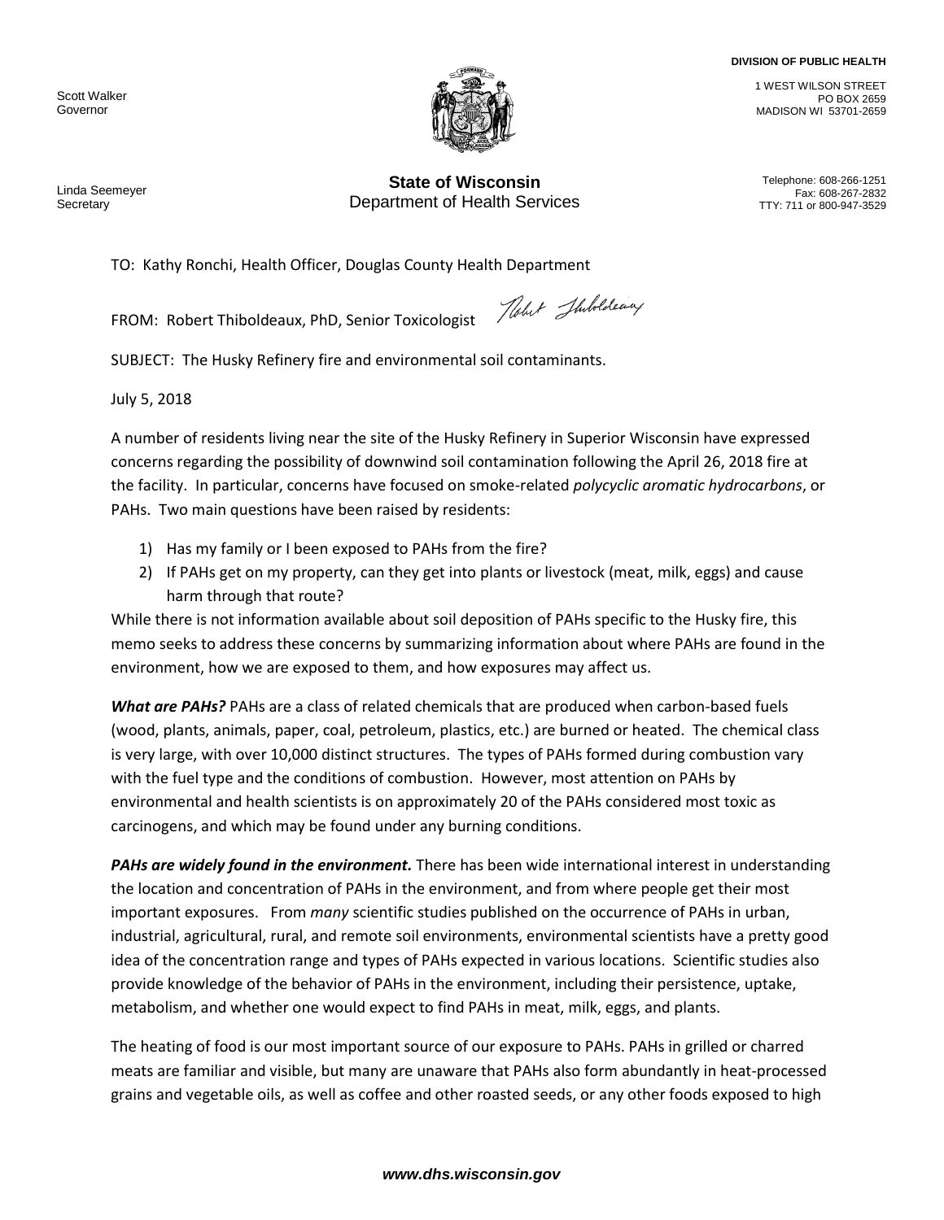Scott Walker
Governor

Linda Seemeyer
Secretary

**State of Wisconsin**
Department of Health Services

**DIVISION OF PUBLIC HEALTH**

1 WEST WILSON STREET
PO BOX 2659
MADISON WI 53701-2659

Telephone: 608-266-1251
Fax: 608-267-2832
TTY: 711 or 800-947-3529

TO: Kathy Ronchi, Health Officer, Douglas County Health Department

FROM: Robert Thiboldeaux, PhD, Senior Toxicologist

SUBJECT: The Husky Refinery fire and environmental soil contaminants.

July 5, 2018

A number of residents living near the site of the Husky Refinery in Superior Wisconsin have expressed concerns regarding the possibility of downwind soil contamination following the April 26, 2018 fire at the facility. In particular, concerns have focused on smoke-related *polycyclic aromatic hydrocarbons*, or PAHs. Two main questions have been raised by residents:

1) Has my family or I been exposed to PAHs from the fire?
2) If PAHs get on my property, can they get into plants or livestock (meat, milk, eggs) and cause harm through that route?

While there is not information available about soil deposition of PAHs specific to the Husky fire, this memo seeks to address these concerns by summarizing information about where PAHs are found in the environment, how we are exposed to them, and how exposures may affect us.

***What are PAHs?*** PAHs are a class of related chemicals that are produced when carbon-based fuels (wood, plants, animals, paper, coal, petroleum, plastics, etc.) are burned or heated. The chemical class is very large, with over 10,000 distinct structures. The types of PAHs formed during combustion vary with the fuel type and the conditions of combustion. However, most attention on PAHs by environmental and health scientists is on approximately 20 of the PAHs considered most toxic as carcinogens, and which may be found under any burning conditions.

***PAHs are widely found in the environment.*** There has been wide international interest in understanding the location and concentration of PAHs in the environment, and from where people get their most important exposures. From *many* scientific studies published on the occurrence of PAHs in urban, industrial, agricultural, rural, and remote soil environments, environmental scientists have a pretty good idea of the concentration range and types of PAHs expected in various locations. Scientific studies also provide knowledge of the behavior of PAHs in the environment, including their persistence, uptake, metabolism, and whether one would expect to find PAHs in meat, milk, eggs, and plants.

The heating of food is our most important source of our exposure to PAHs. PAHs in grilled or charred meats are familiar and visible, but many are unaware that PAHs also form abundantly in heat-processed grains and vegetable oils, as well as coffee and other roasted seeds, or any other foods exposed to high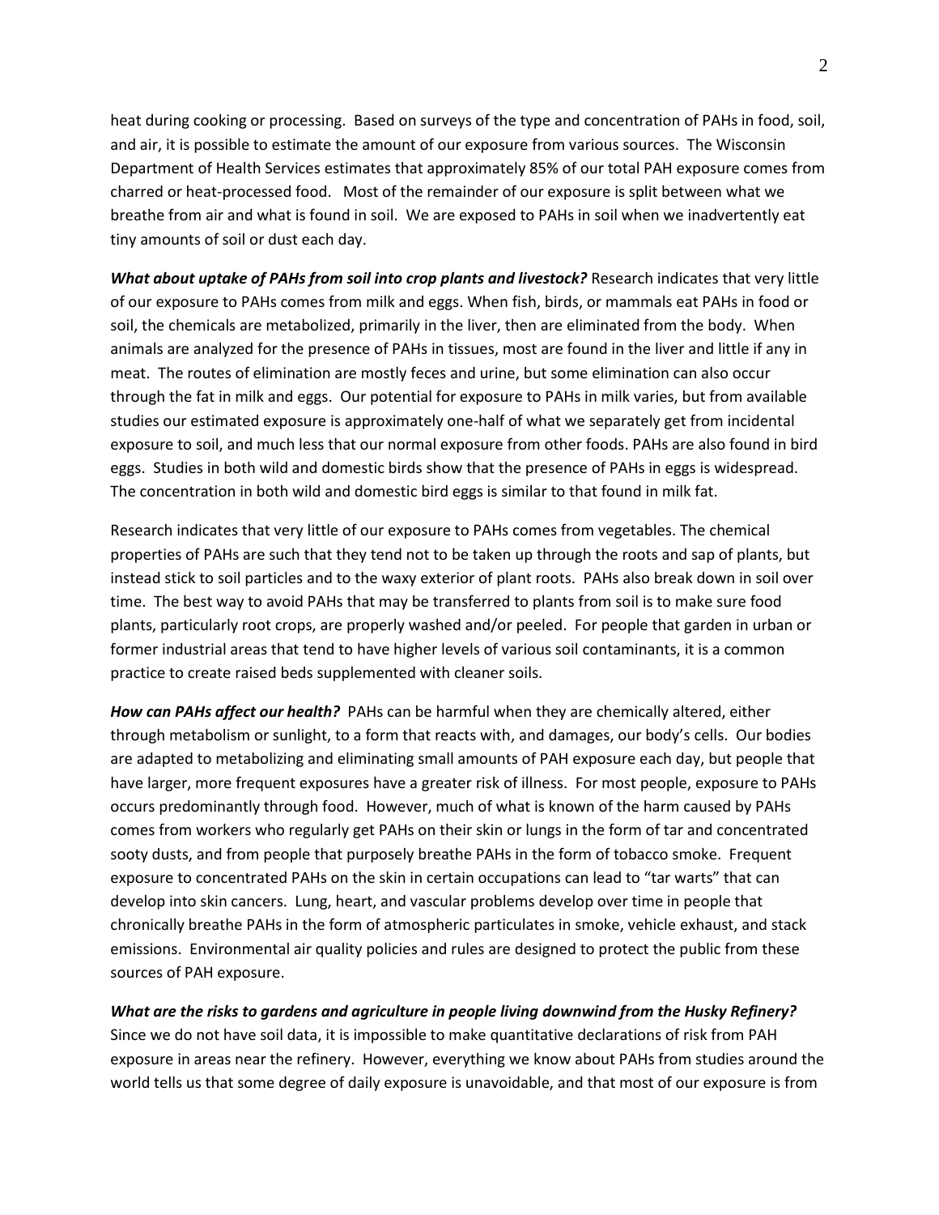heat during cooking or processing. Based on surveys of the type and concentration of PAHs in food, soil, and air, it is possible to estimate the amount of our exposure from various sources. The Wisconsin Department of Health Services estimates that approximately 85% of our total PAH exposure comes from charred or heat-processed food. Most of the remainder of our exposure is split between what we breathe from air and what is found in soil. We are exposed to PAHs in soil when we inadvertently eat tiny amounts of soil or dust each day.

***What about uptake of PAHs from soil into crop plants and livestock?*** Research indicates that very little of our exposure to PAHs comes from milk and eggs. When fish, birds, or mammals eat PAHs in food or soil, the chemicals are metabolized, primarily in the liver, then are eliminated from the body. When animals are analyzed for the presence of PAHs in tissues, most are found in the liver and little if any in meat. The routes of elimination are mostly feces and urine, but some elimination can also occur through the fat in milk and eggs. Our potential for exposure to PAHs in milk varies, but from available studies our estimated exposure is approximately one-half of what we separately get from incidental exposure to soil, and much less that our normal exposure from other foods. PAHs are also found in bird eggs. Studies in both wild and domestic birds show that the presence of PAHs in eggs is widespread. The concentration in both wild and domestic bird eggs is similar to that found in milk fat.

Research indicates that very little of our exposure to PAHs comes from vegetables. The chemical properties of PAHs are such that they tend not to be taken up through the roots and sap of plants, but instead stick to soil particles and to the waxy exterior of plant roots. PAHs also break down in soil over time. The best way to avoid PAHs that may be transferred to plants from soil is to make sure food plants, particularly root crops, are properly washed and/or peeled. For people that garden in urban or former industrial areas that tend to have higher levels of various soil contaminants, it is a common practice to create raised beds supplemented with cleaner soils.

***How can PAHs affect our health?*** PAHs can be harmful when they are chemically altered, either through metabolism or sunlight, to a form that reacts with, and damages, our body's cells. Our bodies are adapted to metabolizing and eliminating small amounts of PAH exposure each day, but people that have larger, more frequent exposures have a greater risk of illness. For most people, exposure to PAHs occurs predominantly through food. However, much of what is known of the harm caused by PAHs comes from workers who regularly get PAHs on their skin or lungs in the form of tar and concentrated sooty dusts, and from people that purposely breathe PAHs in the form of tobacco smoke. Frequent exposure to concentrated PAHs on the skin in certain occupations can lead to "tar warts" that can develop into skin cancers. Lung, heart, and vascular problems develop over time in people that chronically breathe PAHs in the form of atmospheric particulates in smoke, vehicle exhaust, and stack emissions. Environmental air quality policies and rules are designed to protect the public from these sources of PAH exposure.

***What are the risks to gardens and agriculture in people living downwind from the Husky Refinery?*** Since we do not have soil data, it is impossible to make quantitative declarations of risk from PAH exposure in areas near the refinery. However, everything we know about PAHs from studies around the world tells us that some degree of daily exposure is unavoidable, and that most of our exposure is from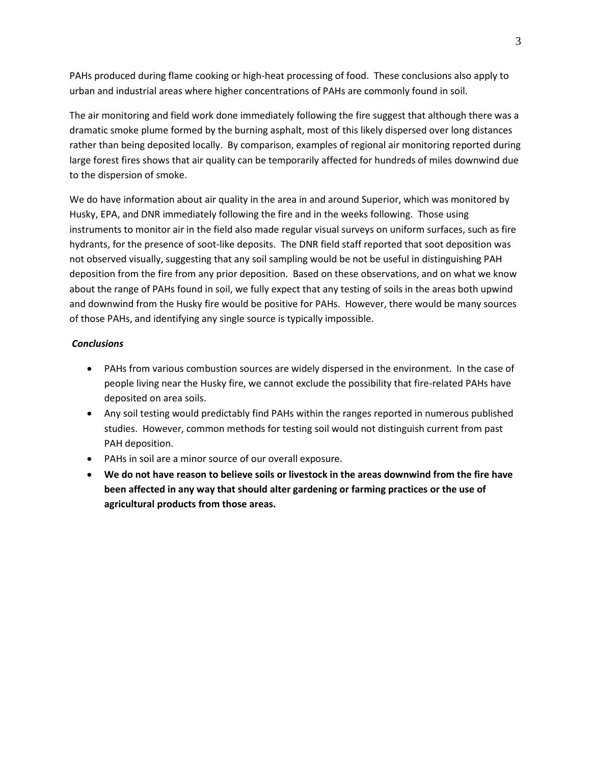PAHs produced during flame cooking or high-heat processing of food. These conclusions also apply to urban and industrial areas where higher concentrations of PAHs are commonly found in soil.

The air monitoring and field work done immediately following the fire suggest that although there was a dramatic smoke plume formed by the burning asphalt, most of this likely dispersed over long distances rather than being deposited locally. By comparison, examples of regional air monitoring reported during large forest fires shows that air quality can be temporarily affected for hundreds of miles downwind due to the dispersion of smoke.

We do have information about air quality in the area in and around Superior, which was monitored by Husky, EPA, and DNR immediately following the fire and in the weeks following. Those using instruments to monitor air in the field also made regular visual surveys on uniform surfaces, such as fire hydrants, for the presence of soot-like deposits. The DNR field staff reported that soot deposition was not observed visually, suggesting that any soil sampling would be not be useful in distinguishing PAH deposition from the fire from any prior deposition. Based on these observations, and on what we know about the range of PAHs found in soil, we fully expect that any testing of soils in the areas both upwind and downwind from the Husky fire would be positive for PAHs. However, there would be many sources of those PAHs, and identifying any single source is typically impossible.

***Conclusions***

- PAHs from various combustion sources are widely dispersed in the environment. In the case of people living near the Husky fire, we cannot exclude the possibility that fire-related PAHs have deposited on area soils.
- Any soil testing would predictably find PAHs within the ranges reported in numerous published studies. However, common methods for testing soil would not distinguish current from past PAH deposition.
- PAHs in soil are a minor source of our overall exposure.
- **We do not have reason to believe soils or livestock in the areas downwind from the fire have been affected in any way that should alter gardening or farming practices or the use of agricultural products from those areas.**